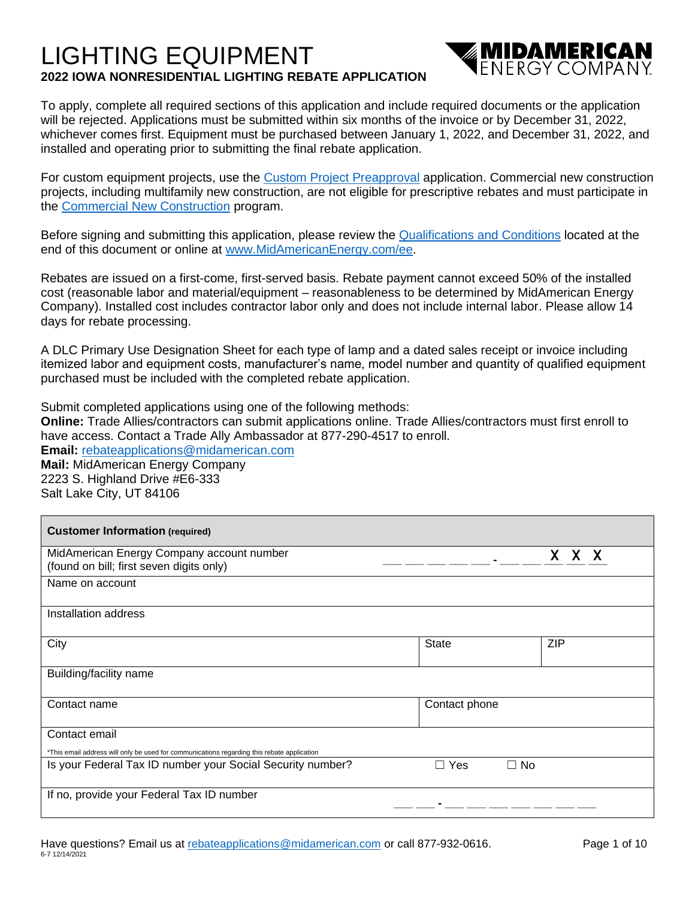# LIGHTING EQUIPMENT

**2022 IOWA NONRESIDENTIAL LIGHTING REBATE APPLICATION**

MIDAMERICAN ENERGY COMPANY

To apply, complete all required sections of this application and include required documents or the application will be rejected. Applications must be submitted within six months of the invoice or by December 31, 2022, whichever comes first. Equipment must be purchased between January 1, 2022, and December 31, 2022, and installed and operating prior to submitting the final rebate application.

For custom equipment projects, use the Custom Project Preapproval application. Commercial new construction projects, including multifamily new construction, are not eligible for prescriptive rebates and must participate in the Commercial New Construction program.

Before signing and submitting this application, please review the Qualifications and Conditions located at the end of this document or online at www.MidAmericanEnergy.com/ee.

Rebates are issued on a first-come, first-served basis. Rebate payment cannot exceed 50% of the installed cost (reasonable labor and material/equipment – reasonableness to be determined by MidAmerican Energy Company). Installed cost includes contractor labor only and does not include internal labor. Please allow 14 days for rebate processing.

A DLC Primary Use Designation Sheet for each type of lamp and a dated sales receipt or invoice including itemized labor and equipment costs, manufacturer's name, model number and quantity of qualified equipment purchased must be included with the completed rebate application.

Submit completed applications using one of the following methods:

**Online:** Trade Allies/contractors can submit applications online. Trade Allies/contractors must first enroll to have access. Contact a Trade Ally Ambassador at 877-290-4517 to enroll.

**Email:** rebateapplications@midamerican.com

**Mail:** MidAmerican Energy Company
2223 S. Highland Drive #E6-333
Salt Lake City, UT 84106

| **Customer Information** (required) | | |
|---|---|---|
| MidAmerican Energy Company account number (found on bill; first seven digits only) | ___ ___ ___ ___ ___ - ___ ___ X X X | |
| Name on account | | |
| Installation address | | |
| City | State | ZIP |
| Building/facility name | | |
| Contact name | Contact phone | |
| Contact email<br>*This email address will only be used for communications regarding this rebate application | | |
| Is your Federal Tax ID number your Social Security number? | ☐ Yes ☐ No | |
| If no, provide your Federal Tax ID number | ___ ___ - ___ ___ ___ ___ ___ ___ ___ | |

Have questions? Email us at rebateapplications@midamerican.com or call 877-932-0616.

6-7 12/14/2021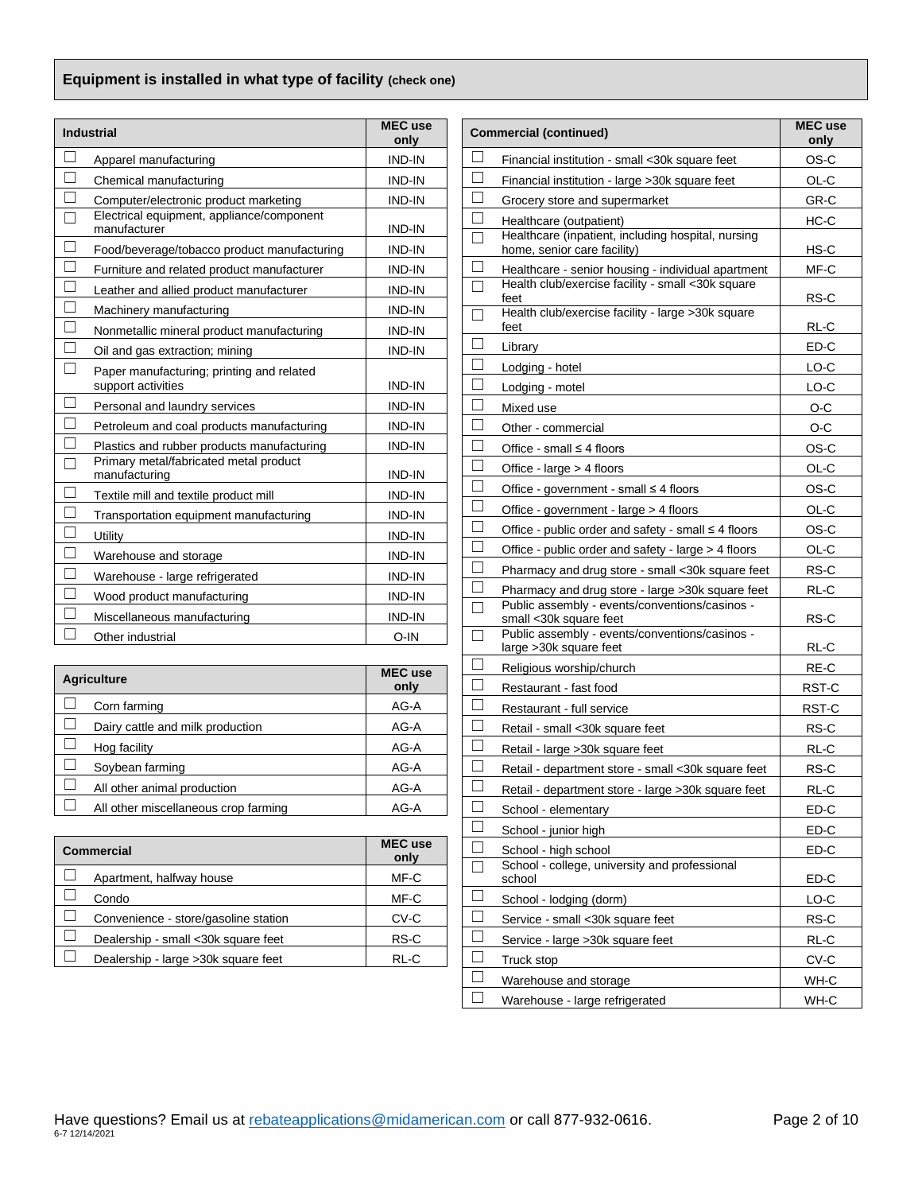## Equipment is installed in what type of facility (check one)

| Industrial | MEC use only |
|---|---|
| ☐ Apparel manufacturing | IND-IN |
| ☐ Chemical manufacturing | IND-IN |
| ☐ Computer/electronic product marketing | IND-IN |
| ☐ Electrical equipment, appliance/component manufacturer | IND-IN |
| ☐ Food/beverage/tobacco product manufacturing | IND-IN |
| ☐ Furniture and related product manufacturer | IND-IN |
| ☐ Leather and allied product manufacturer | IND-IN |
| ☐ Machinery manufacturing | IND-IN |
| ☐ Nonmetallic mineral product manufacturing | IND-IN |
| ☐ Oil and gas extraction; mining | IND-IN |
| ☐ Paper manufacturing; printing and related support activities | IND-IN |
| ☐ Personal and laundry services | IND-IN |
| ☐ Petroleum and coal products manufacturing | IND-IN |
| ☐ Plastics and rubber products manufacturing | IND-IN |
| ☐ Primary metal/fabricated metal product manufacturing | IND-IN |
| ☐ Textile mill and textile product mill | IND-IN |
| ☐ Transportation equipment manufacturing | IND-IN |
| ☐ Utility | IND-IN |
| ☐ Warehouse and storage | IND-IN |
| ☐ Warehouse - large refrigerated | IND-IN |
| ☐ Wood product manufacturing | IND-IN |
| ☐ Miscellaneous manufacturing | IND-IN |
| ☐ Other industrial | O-IN |

| Agriculture | MEC use only |
|---|---|
| ☐ Corn farming | AG-A |
| ☐ Dairy cattle and milk production | AG-A |
| ☐ Hog facility | AG-A |
| ☐ Soybean farming | AG-A |
| ☐ All other animal production | AG-A |
| ☐ All other miscellaneous crop farming | AG-A |

| Commercial | MEC use only |
|---|---|
| ☐ Apartment, halfway house | MF-C |
| ☐ Condo | MF-C |
| ☐ Convenience - store/gasoline station | CV-C |
| ☐ Dealership - small <30k square feet | RS-C |
| ☐ Dealership - large >30k square feet | RL-C |

| Commercial (continued) | MEC use only |
|---|---|
| ☐ Financial institution - small <30k square feet | OS-C |
| ☐ Financial institution - large >30k square feet | OL-C |
| ☐ Grocery store and supermarket | GR-C |
| ☐ Healthcare (outpatient) | HC-C |
| ☐ Healthcare (inpatient, including hospital, nursing home, senior care facility) | HS-C |
| ☐ Healthcare - senior housing - individual apartment | MF-C |
| ☐ Health club/exercise facility - small <30k square feet | RS-C |
| ☐ Health club/exercise facility - large >30k square feet | RL-C |
| ☐ Library | ED-C |
| ☐ Lodging - hotel | LO-C |
| ☐ Lodging - motel | LO-C |
| ☐ Mixed use | O-C |
| ☐ Other - commercial | O-C |
| ☐ Office - small ≤ 4 floors | OS-C |
| ☐ Office - large > 4 floors | OL-C |
| ☐ Office - government - small ≤ 4 floors | OS-C |
| ☐ Office - government - large > 4 floors | OL-C |
| ☐ Office - public order and safety - small ≤ 4 floors | OS-C |
| ☐ Office - public order and safety - large > 4 floors | OL-C |
| ☐ Pharmacy and drug store - small <30k square feet | RS-C |
| ☐ Pharmacy and drug store - large >30k square feet | RL-C |
| ☐ Public assembly - events/conventions/casinos - small <30k square feet | RS-C |
| ☐ Public assembly - events/conventions/casinos - large >30k square feet | RL-C |
| ☐ Religious worship/church | RE-C |
| ☐ Restaurant - fast food | RST-C |
| ☐ Restaurant - full service | RST-C |
| ☐ Retail - small <30k square feet | RS-C |
| ☐ Retail - large >30k square feet | RL-C |
| ☐ Retail - department store - small <30k square feet | RS-C |
| ☐ Retail - department store - large >30k square feet | RL-C |
| ☐ School - elementary | ED-C |
| ☐ School - junior high | ED-C |
| ☐ School - high school | ED-C |
| ☐ School - college, university and professional school | ED-C |
| ☐ School - lodging (dorm) | LO-C |
| ☐ Service - small <30k square feet | RS-C |
| ☐ Service - large >30k square feet | RL-C |
| ☐ Truck stop | CV-C |
| ☐ Warehouse and storage | WH-C |
| ☐ Warehouse - large refrigerated | WH-C |

Have questions? Email us at rebateapplications@midamerican.com or call 877-932-0616.

6-7 12/14/2021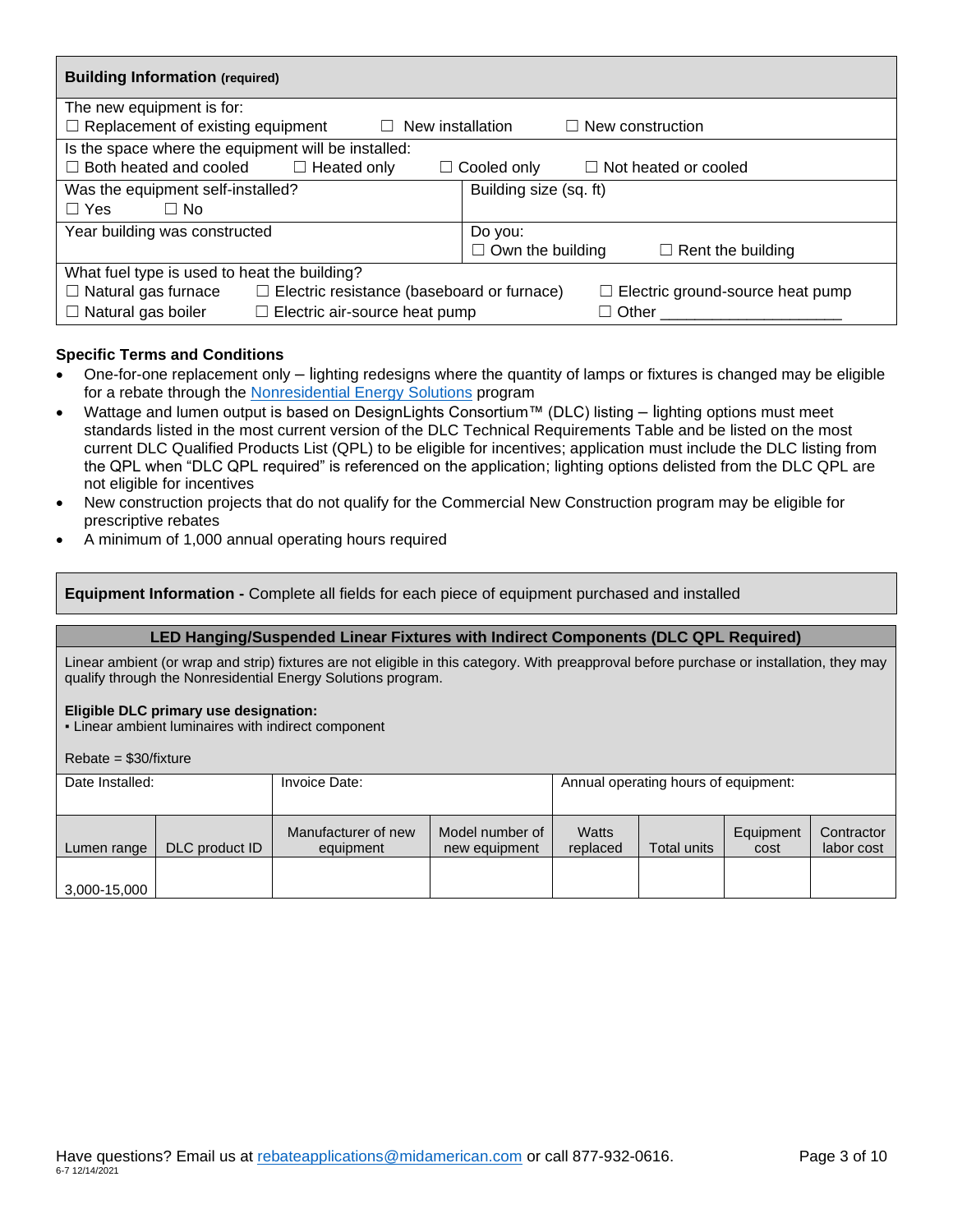## Building Information (required)

The new equipment is for:
☐ Replacement of existing equipment ☐ New installation ☐ New construction

Is the space where the equipment will be installed:
☐ Both heated and cooled ☐ Heated only ☐ Cooled only ☐ Not heated or cooled

| Was the equipment self-installed?<br>☐ Yes ☐ No | Building size (sq. ft) |
|---|---|
| Year building was constructed | Do you:<br>☐ Own the building ☐ Rent the building |

What fuel type is used to heat the building?
☐ Natural gas furnace ☐ Electric resistance (baseboard or furnace) ☐ Electric ground-source heat pump
☐ Natural gas boiler ☐ Electric air-source heat pump ☐ Other ____________________

### Specific Terms and Conditions

- One-for-one replacement only – lighting redesigns where the quantity of lamps or fixtures is changed may be eligible for a rebate through the Nonresidential Energy Solutions program
- Wattage and lumen output is based on DesignLights Consortium™ (DLC) listing – lighting options must meet standards listed in the most current version of the DLC Technical Requirements Table and be listed on the most current DLC Qualified Products List (QPL) to be eligible for incentives; application must include the DLC listing from the QPL when "DLC QPL required" is referenced on the application; lighting options delisted from the DLC QPL are not eligible for incentives
- New construction projects that do not qualify for the Commercial New Construction program may be eligible for prescriptive rebates
- A minimum of 1,000 annual operating hours required

## Equipment Information - Complete all fields for each piece of equipment purchased and installed

### LED Hanging/Suspended Linear Fixtures with Indirect Components (DLC QPL Required)

Linear ambient (or wrap and strip) fixtures are not eligible in this category. With preapproval before purchase or installation, they may qualify through the Nonresidential Energy Solutions program.

**Eligible DLC primary use designation:**
▪ Linear ambient luminaires with indirect component

Rebate = $30/fixture

| Date Installed: | Invoice Date: | Annual operating hours of equipment: |
|---|---|---|
| | | |

| Lumen range | DLC product ID | Manufacturer of new equipment | Model number of new equipment | Watts replaced | Total units | Equipment cost | Contractor labor cost |
|---|---|---|---|---|---|---|---|
| 3,000-15,000 | | | | | | | |

Have questions? Email us at rebateapplications@midamerican.com or call 877-932-0616.

6-7 12/14/2021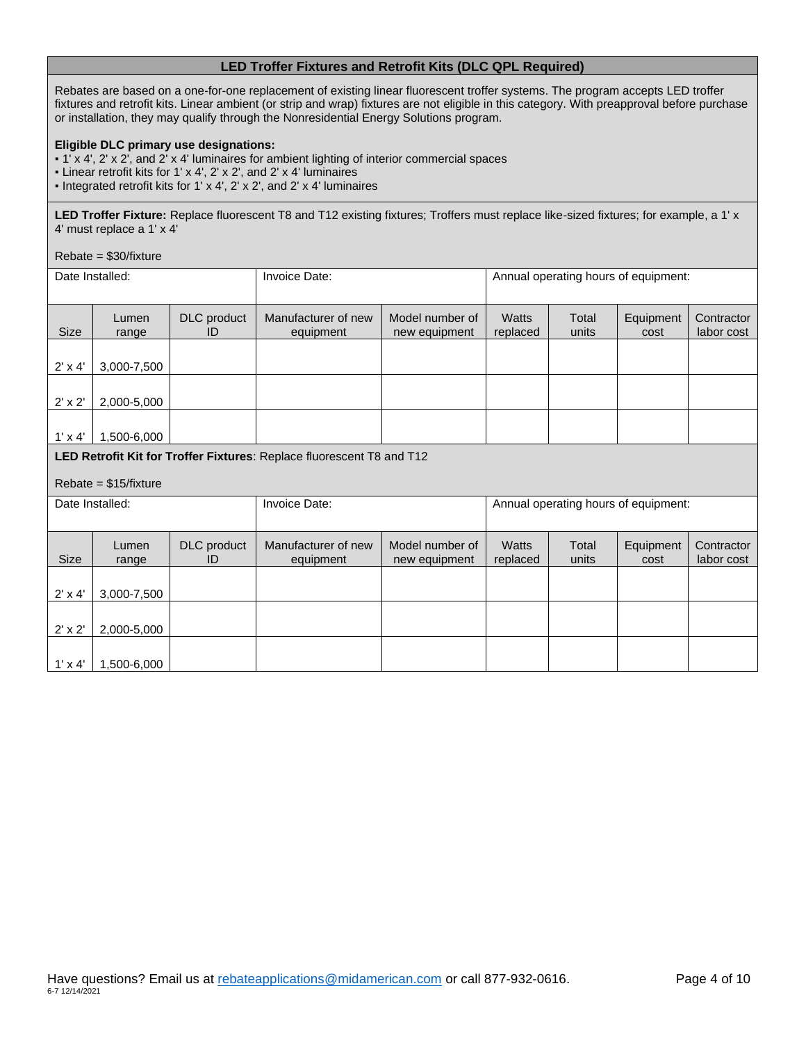## LED Troffer Fixtures and Retrofit Kits (DLC QPL Required)

Rebates are based on a one-for-one replacement of existing linear fluorescent troffer systems. The program accepts LED troffer fixtures and retrofit kits. Linear ambient (or strip and wrap) fixtures are not eligible in this category. With preapproval before purchase or installation, they may qualify through the Nonresidential Energy Solutions program.

**Eligible DLC primary use designations:**

- 1' x 4', 2' x 2', and 2' x 4' luminaires for ambient lighting of interior commercial spaces
- Linear retrofit kits for 1' x 4', 2' x 2', and 2' x 4' luminaires
- Integrated retrofit kits for 1' x 4', 2' x 2', and 2' x 4' luminaires

**LED Troffer Fixture:** Replace fluorescent T8 and T12 existing fixtures; Troffers must replace like-sized fixtures; for example, a 1' x 4' must replace a 1' x 4'

Rebate = $30/fixture

Date Installed:

Invoice Date:

Annual operating hours of equipment:

| Size | Lumen range | DLC product ID | Manufacturer of new equipment | Model number of new equipment | Watts replaced | Total units | Equipment cost | Contractor labor cost |
|---|---|---|---|---|---|---|---|---|
| 2' x 4' | 3,000-7,500 | | | | | | | |
| 2' x 2' | 2,000-5,000 | | | | | | | |
| 1' x 4' | 1,500-6,000 | | | | | | | |

**LED Retrofit Kit for Troffer Fixtures**: Replace fluorescent T8 and T12

Rebate = $15/fixture

Date Installed:

Invoice Date:

Annual operating hours of equipment:

| Size | Lumen range | DLC product ID | Manufacturer of new equipment | Model number of new equipment | Watts replaced | Total units | Equipment cost | Contractor labor cost |
|---|---|---|---|---|---|---|---|---|
| 2' x 4' | 3,000-7,500 | | | | | | | |
| 2' x 2' | 2,000-5,000 | | | | | | | |
| 1' x 4' | 1,500-6,000 | | | | | | | |

Have questions? Email us at rebateapplications@midamerican.com or call 877-932-0616.

6-7 12/14/2021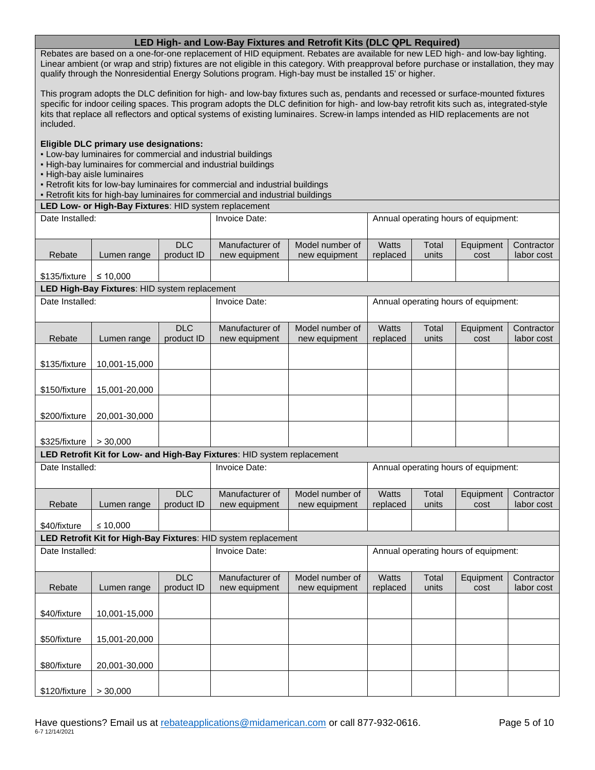## LED High- and Low-Bay Fixtures and Retrofit Kits (DLC QPL Required)

Rebates are based on a one-for-one replacement of HID equipment. Rebates are available for new LED high- and low-bay lighting. Linear ambient (or wrap and strip) fixtures are not eligible in this category. With preapproval before purchase or installation, they may qualify through the Nonresidential Energy Solutions program. High-bay must be installed 15' or higher.

This program adopts the DLC definition for high- and low-bay fixtures such as, pendants and recessed or surface-mounted fixtures specific for indoor ceiling spaces. This program adopts the DLC definition for high- and low-bay retrofit kits such as, integrated-style kits that replace all reflectors and optical systems of existing luminaires. Screw-in lamps intended as HID replacements are not included.

**Eligible DLC primary use designations:**

- Low-bay luminaires for commercial and industrial buildings
- High-bay luminaires for commercial and industrial buildings
- High-bay aisle luminaires
- Retrofit kits for low-bay luminaires for commercial and industrial buildings
- Retrofit kits for high-bay luminaires for commercial and industrial buildings

**LED Low- or High-Bay Fixtures**: HID system replacement

Date Installed: | Invoice Date: | Annual operating hours of equipment:

| Rebate | Lumen range | DLC product ID | Manufacturer of new equipment | Model number of new equipment | Watts replaced | Total units | Equipment cost | Contractor labor cost |
|---|---|---|---|---|---|---|---|---|
| $135/fixture | ≤ 10,000 | | | | | | | |

**LED High-Bay Fixtures**: HID system replacement

Date Installed: | Invoice Date: | Annual operating hours of equipment:

| Rebate | Lumen range | DLC product ID | Manufacturer of new equipment | Model number of new equipment | Watts replaced | Total units | Equipment cost | Contractor labor cost |
|---|---|---|---|---|---|---|---|---|
| $135/fixture | 10,001-15,000 | | | | | | | |
| $150/fixture | 15,001-20,000 | | | | | | | |
| $200/fixture | 20,001-30,000 | | | | | | | |
| $325/fixture | > 30,000 | | | | | | | |

**LED Retrofit Kit for Low- and High-Bay Fixtures**: HID system replacement

Date Installed: | Invoice Date: | Annual operating hours of equipment:

| Rebate | Lumen range | DLC product ID | Manufacturer of new equipment | Model number of new equipment | Watts replaced | Total units | Equipment cost | Contractor labor cost |
|---|---|---|---|---|---|---|---|---|
| $40/fixture | ≤ 10,000 | | | | | | | |

**LED Retrofit Kit for High-Bay Fixtures**: HID system replacement

Date Installed: | Invoice Date: | Annual operating hours of equipment:

| Rebate | Lumen range | DLC product ID | Manufacturer of new equipment | Model number of new equipment | Watts replaced | Total units | Equipment cost | Contractor labor cost |
|---|---|---|---|---|---|---|---|---|
| $40/fixture | 10,001-15,000 | | | | | | | |
| $50/fixture | 15,001-20,000 | | | | | | | |
| $80/fixture | 20,001-30,000 | | | | | | | |
| $120/fixture | > 30,000 | | | | | | | |

Have questions? Email us at rebateapplications@midamerican.com or call 877-932-0616.

6-7 12/14/2021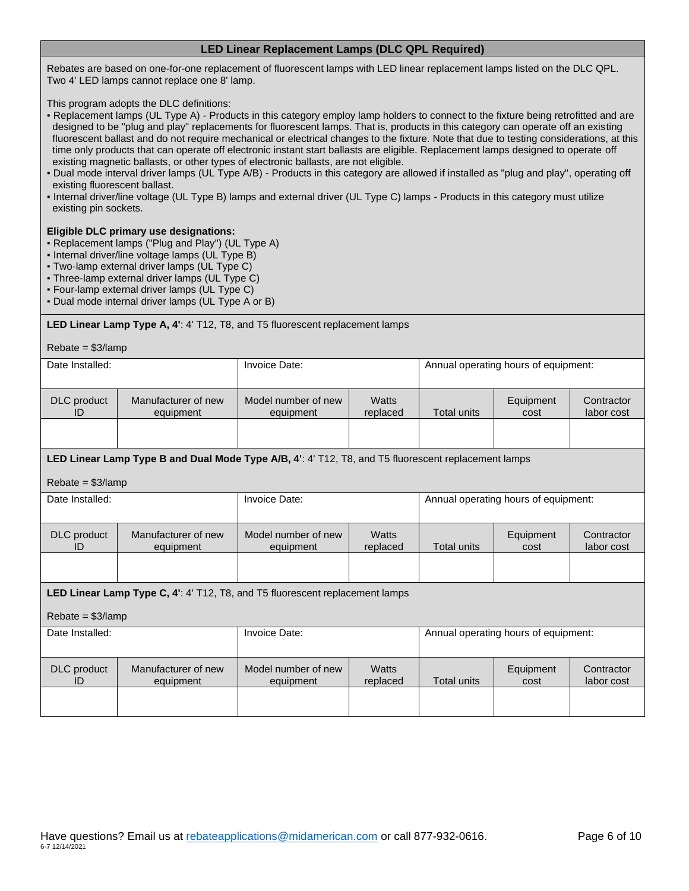## LED Linear Replacement Lamps (DLC QPL Required)

Rebates are based on one-for-one replacement of fluorescent lamps with LED linear replacement lamps listed on the DLC QPL. Two 4' LED lamps cannot replace one 8' lamp.

This program adopts the DLC definitions:

- Replacement lamps (UL Type A) - Products in this category employ lamp holders to connect to the fixture being retrofitted and are designed to be "plug and play" replacements for fluorescent lamps. That is, products in this category can operate off an existing fluorescent ballast and do not require mechanical or electrical changes to the fixture. Note that due to testing considerations, at this time only products that can operate off electronic instant start ballasts are eligible. Replacement lamps designed to operate off existing magnetic ballasts, or other types of electronic ballasts, are not eligible.
- Dual mode interval driver lamps (UL Type A/B) - Products in this category are allowed if installed as "plug and play", operating off existing fluorescent ballast.
- Internal driver/line voltage (UL Type B) lamps and external driver (UL Type C) lamps - Products in this category must utilize existing pin sockets.

**Eligible DLC primary use designations:**

- Replacement lamps ("Plug and Play") (UL Type A)
- Internal driver/line voltage lamps (UL Type B)
- Two-lamp external driver lamps (UL Type C)
- Three-lamp external driver lamps (UL Type C)
- Four-lamp external driver lamps (UL Type C)
- Dual mode internal driver lamps (UL Type A or B)

**LED Linear Lamp Type A, 4'**: 4' T12, T8, and T5 fluorescent replacement lamps

Rebate = $3/lamp

| Date Installed: | | Invoice Date: | | Annual operating hours of equipment: | | |
|---|---|---|---|---|---|---|
| DLC product ID | Manufacturer of new equipment | Model number of new equipment | Watts replaced | Total units | Equipment cost | Contractor labor cost |
| | | | | | | |

**LED Linear Lamp Type B and Dual Mode Type A/B, 4'**: 4' T12, T8, and T5 fluorescent replacement lamps

Rebate = $3/lamp

| Date Installed: | | Invoice Date: | | Annual operating hours of equipment: | | |
|---|---|---|---|---|---|---|
| DLC product ID | Manufacturer of new equipment | Model number of new equipment | Watts replaced | Total units | Equipment cost | Contractor labor cost |
| | | | | | | |

**LED Linear Lamp Type C, 4'**: 4' T12, T8, and T5 fluorescent replacement lamps

Rebate = $3/lamp

| Date Installed: | | Invoice Date: | | Annual operating hours of equipment: | | |
|---|---|---|---|---|---|---|
| DLC product ID | Manufacturer of new equipment | Model number of new equipment | Watts replaced | Total units | Equipment cost | Contractor labor cost |
| | | | | | | |

Have questions? Email us at rebateapplications@midamerican.com or call 877-932-0616.

6-7 12/14/2021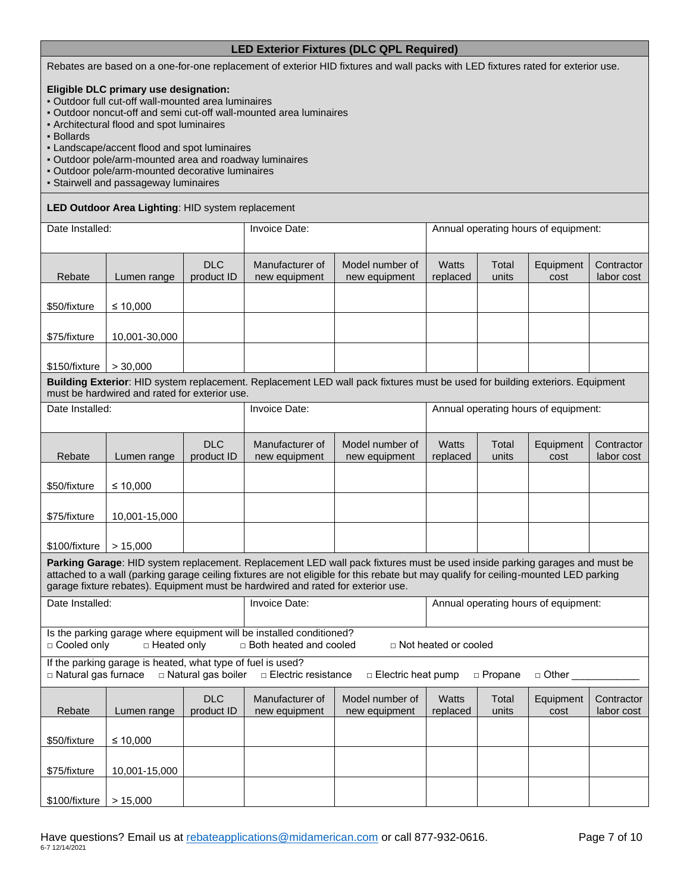## LED Exterior Fixtures (DLC QPL Required)

Rebates are based on a one-for-one replacement of exterior HID fixtures and wall packs with LED fixtures rated for exterior use.

**Eligible DLC primary use designation:**

- Outdoor full cut-off wall-mounted area luminaires
- Outdoor noncut-off and semi cut-off wall-mounted area luminaires
- Architectural flood and spot luminaires
- Bollards
- Landscape/accent flood and spot luminaires
- Outdoor pole/arm-mounted area and roadway luminaires
- Outdoor pole/arm-mounted decorative luminaires
- Stairwell and passageway luminaires

**LED Outdoor Area Lighting**: HID system replacement

Date Installed: | Invoice Date: | Annual operating hours of equipment:

| Rebate | Lumen range | DLC product ID | Manufacturer of new equipment | Model number of new equipment | Watts replaced | Total units | Equipment cost | Contractor labor cost |
|---|---|---|---|---|---|---|---|---|
| $50/fixture | ≤ 10,000 | | | | | | | |
| $75/fixture | 10,001-30,000 | | | | | | | |
| $150/fixture | > 30,000 | | | | | | | |

**Building Exterior**: HID system replacement. Replacement LED wall pack fixtures must be used for building exteriors. Equipment must be hardwired and rated for exterior use.

Date Installed: | Invoice Date: | Annual operating hours of equipment:

| Rebate | Lumen range | DLC product ID | Manufacturer of new equipment | Model number of new equipment | Watts replaced | Total units | Equipment cost | Contractor labor cost |
|---|---|---|---|---|---|---|---|---|
| $50/fixture | ≤ 10,000 | | | | | | | |
| $75/fixture | 10,001-15,000 | | | | | | | |
| $100/fixture | > 15,000 | | | | | | | |

**Parking Garage**: HID system replacement. Replacement LED wall pack fixtures must be used inside parking garages and must be attached to a wall (parking garage ceiling fixtures are not eligible for this rebate but may qualify for ceiling-mounted LED parking garage fixture rebates). Equipment must be hardwired and rated for exterior use.

Date Installed: | Invoice Date: | Annual operating hours of equipment:

Is the parking garage where equipment will be installed conditioned?
□ Cooled only □ Heated only □ Both heated and cooled □ Not heated or cooled

If the parking garage is heated, what type of fuel is used?
□ Natural gas furnace □ Natural gas boiler □ Electric resistance □ Electric heat pump □ Propane □ Other ____________

| Rebate | Lumen range | DLC product ID | Manufacturer of new equipment | Model number of new equipment | Watts replaced | Total units | Equipment cost | Contractor labor cost |
|---|---|---|---|---|---|---|---|---|
| $50/fixture | ≤ 10,000 | | | | | | | |
| $75/fixture | 10,001-15,000 | | | | | | | |
| $100/fixture | > 15,000 | | | | | | | |

Have questions? Email us at rebateapplications@midamerican.com or call 877-932-0616.

6-7 12/14/2021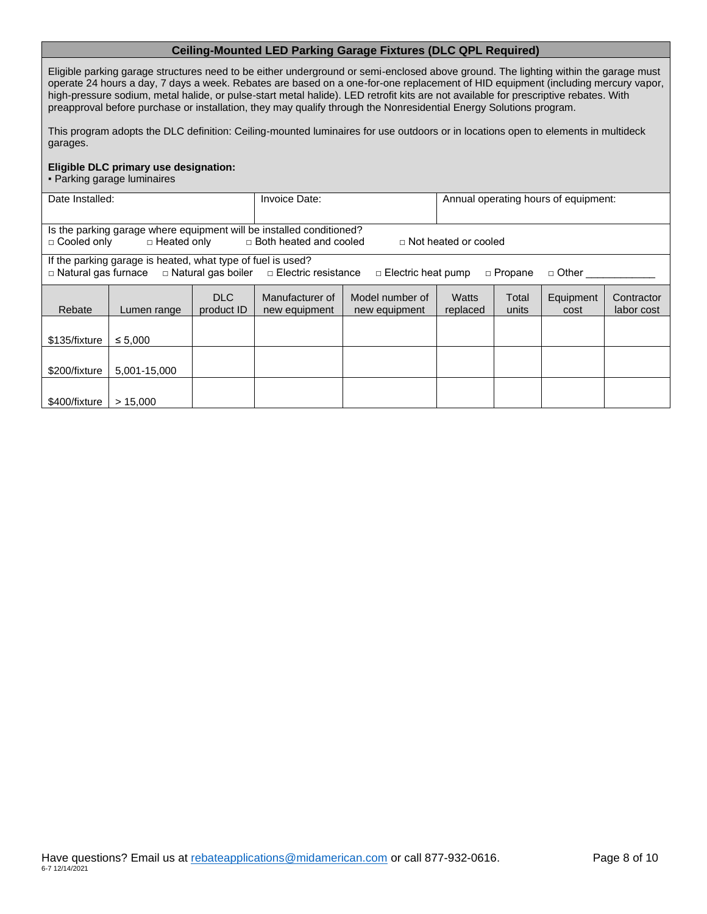## Ceiling-Mounted LED Parking Garage Fixtures (DLC QPL Required)

Eligible parking garage structures need to be either underground or semi-enclosed above ground. The lighting within the garage must operate 24 hours a day, 7 days a week. Rebates are based on a one-for-one replacement of HID equipment (including mercury vapor, high-pressure sodium, metal halide, or pulse-start metal halide). LED retrofit kits are not available for prescriptive rebates. With preapproval before purchase or installation, they may qualify through the Nonresidential Energy Solutions program.

This program adopts the DLC definition: Ceiling-mounted luminaires for use outdoors or in locations open to elements in multideck garages.

**Eligible DLC primary use designation:**

- Parking garage luminaires

| Date Installed: | Invoice Date: | Annual operating hours of equipment: |
|---|---|---|
| | | |

Is the parking garage where equipment will be installed conditioned?
□ Cooled only □ Heated only □ Both heated and cooled □ Not heated or cooled

If the parking garage is heated, what type of fuel is used?
□ Natural gas furnace □ Natural gas boiler □ Electric resistance □ Electric heat pump □ Propane □ Other ____________

| Rebate | Lumen range | DLC product ID | Manufacturer of new equipment | Model number of new equipment | Watts replaced | Total units | Equipment cost | Contractor labor cost |
|---|---|---|---|---|---|---|---|---|
| $135/fixture | ≤ 5,000 | | | | | | | |
| $200/fixture | 5,001-15,000 | | | | | | | |
| $400/fixture | > 15,000 | | | | | | | |

Have questions? Email us at rebateapplications@midamerican.com or call 877-932-0616.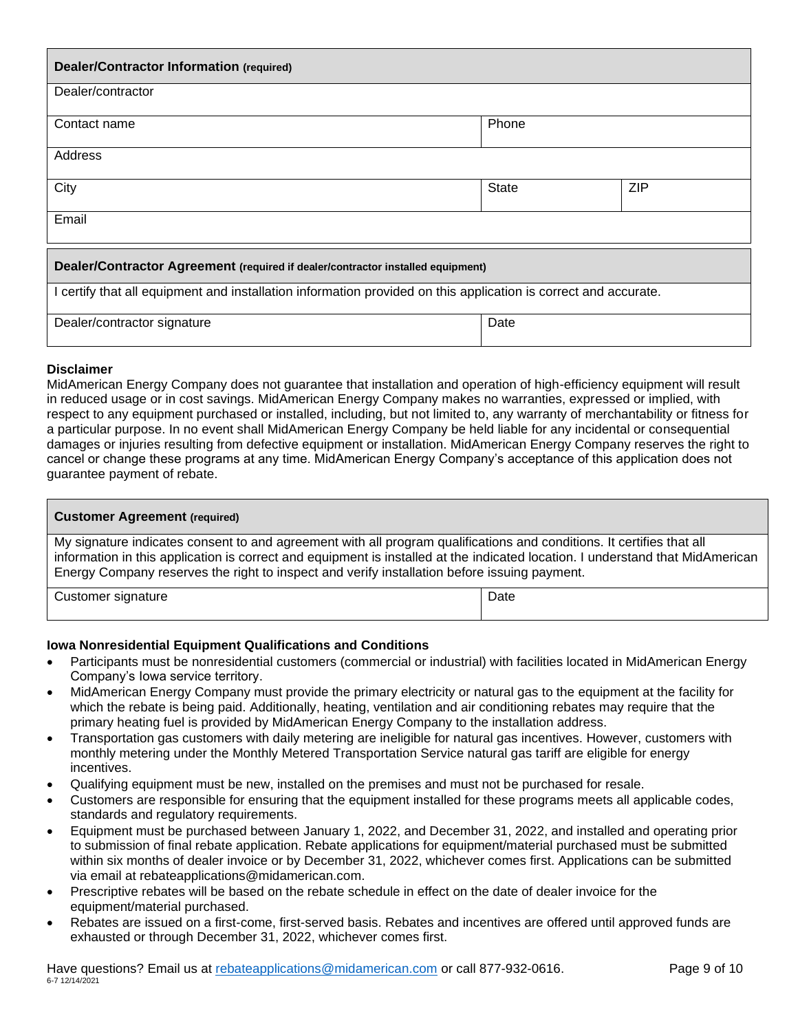| **Dealer/Contractor Information** (required) | | |
|---|---|---|
| Dealer/contractor | | |
| Contact name | Phone | |
| Address | | |
| City | State | ZIP |
| Email | | |

| **Dealer/Contractor Agreement** (required if dealer/contractor installed equipment) | |
|---|---|
| I certify that all equipment and installation information provided on this application is correct and accurate. | |
| Dealer/contractor signature | Date |

**Disclaimer**

MidAmerican Energy Company does not guarantee that installation and operation of high-efficiency equipment will result in reduced usage or in cost savings. MidAmerican Energy Company makes no warranties, expressed or implied, with respect to any equipment purchased or installed, including, but not limited to, any warranty of merchantability or fitness for a particular purpose. In no event shall MidAmerican Energy Company be held liable for any incidental or consequential damages or injuries resulting from defective equipment or installation. MidAmerican Energy Company reserves the right to cancel or change these programs at any time. MidAmerican Energy Company's acceptance of this application does not guarantee payment of rebate.

| **Customer Agreement** (required) | |
|---|---|
| My signature indicates consent to and agreement with all program qualifications and conditions. It certifies that all information in this application is correct and equipment is installed at the indicated location. I understand that MidAmerican Energy Company reserves the right to inspect and verify installation before issuing payment. | |
| Customer signature | Date |

**Iowa Nonresidential Equipment Qualifications and Conditions**

- Participants must be nonresidential customers (commercial or industrial) with facilities located in MidAmerican Energy Company's Iowa service territory.
- MidAmerican Energy Company must provide the primary electricity or natural gas to the equipment at the facility for which the rebate is being paid. Additionally, heating, ventilation and air conditioning rebates may require that the primary heating fuel is provided by MidAmerican Energy Company to the installation address.
- Transportation gas customers with daily metering are ineligible for natural gas incentives. However, customers with monthly metering under the Monthly Metered Transportation Service natural gas tariff are eligible for energy incentives.
- Qualifying equipment must be new, installed on the premises and must not be purchased for resale.
- Customers are responsible for ensuring that the equipment installed for these programs meets all applicable codes, standards and regulatory requirements.
- Equipment must be purchased between January 1, 2022, and December 31, 2022, and installed and operating prior to submission of final rebate application. Rebate applications for equipment/material purchased must be submitted within six months of dealer invoice or by December 31, 2022, whichever comes first. Applications can be submitted via email at rebateapplications@midamerican.com.
- Prescriptive rebates will be based on the rebate schedule in effect on the date of dealer invoice for the equipment/material purchased.
- Rebates are issued on a first-come, first-served basis. Rebates and incentives are offered until approved funds are exhausted or through December 31, 2022, whichever comes first.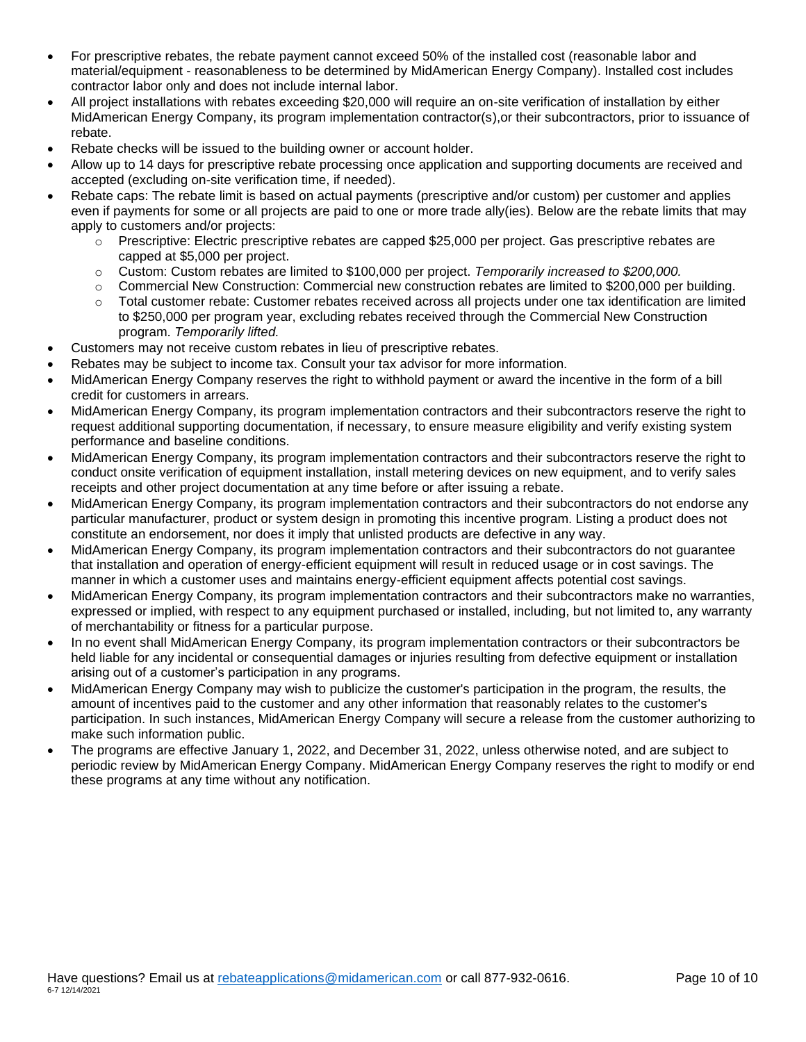- For prescriptive rebates, the rebate payment cannot exceed 50% of the installed cost (reasonable labor and material/equipment - reasonableness to be determined by MidAmerican Energy Company). Installed cost includes contractor labor only and does not include internal labor.
- All project installations with rebates exceeding $20,000 will require an on-site verification of installation by either MidAmerican Energy Company, its program implementation contractor(s),or their subcontractors, prior to issuance of rebate.
- Rebate checks will be issued to the building owner or account holder.
- Allow up to 14 days for prescriptive rebate processing once application and supporting documents are received and accepted (excluding on-site verification time, if needed).
- Rebate caps: The rebate limit is based on actual payments (prescriptive and/or custom) per customer and applies even if payments for some or all projects are paid to one or more trade ally(ies). Below are the rebate limits that may apply to customers and/or projects:
    - Prescriptive: Electric prescriptive rebates are capped $25,000 per project. Gas prescriptive rebates are capped at $5,000 per project.
    - Custom: Custom rebates are limited to $100,000 per project. *Temporarily increased to $200,000.*
    - Commercial New Construction: Commercial new construction rebates are limited to $200,000 per building.
    - Total customer rebate: Customer rebates received across all projects under one tax identification are limited to $250,000 per program year, excluding rebates received through the Commercial New Construction program. *Temporarily lifted.*
- Customers may not receive custom rebates in lieu of prescriptive rebates.
- Rebates may be subject to income tax. Consult your tax advisor for more information.
- MidAmerican Energy Company reserves the right to withhold payment or award the incentive in the form of a bill credit for customers in arrears.
- MidAmerican Energy Company, its program implementation contractors and their subcontractors reserve the right to request additional supporting documentation, if necessary, to ensure measure eligibility and verify existing system performance and baseline conditions.
- MidAmerican Energy Company, its program implementation contractors and their subcontractors reserve the right to conduct onsite verification of equipment installation, install metering devices on new equipment, and to verify sales receipts and other project documentation at any time before or after issuing a rebate.
- MidAmerican Energy Company, its program implementation contractors and their subcontractors do not endorse any particular manufacturer, product or system design in promoting this incentive program. Listing a product does not constitute an endorsement, nor does it imply that unlisted products are defective in any way.
- MidAmerican Energy Company, its program implementation contractors and their subcontractors do not guarantee that installation and operation of energy-efficient equipment will result in reduced usage or in cost savings. The manner in which a customer uses and maintains energy-efficient equipment affects potential cost savings.
- MidAmerican Energy Company, its program implementation contractors and their subcontractors make no warranties, expressed or implied, with respect to any equipment purchased or installed, including, but not limited to, any warranty of merchantability or fitness for a particular purpose.
- In no event shall MidAmerican Energy Company, its program implementation contractors or their subcontractors be held liable for any incidental or consequential damages or injuries resulting from defective equipment or installation arising out of a customer's participation in any programs.
- MidAmerican Energy Company may wish to publicize the customer's participation in the program, the results, the amount of incentives paid to the customer and any other information that reasonably relates to the customer's participation. In such instances, MidAmerican Energy Company will secure a release from the customer authorizing to make such information public.
- The programs are effective January 1, 2022, and December 31, 2022, unless otherwise noted, and are subject to periodic review by MidAmerican Energy Company. MidAmerican Energy Company reserves the right to modify or end these programs at any time without any notification.

Have questions? Email us at [rebateapplications@midamerican.com](mailto:rebateapplications@midamerican.com) or call 877-932-0616.

6-7 12/14/2021